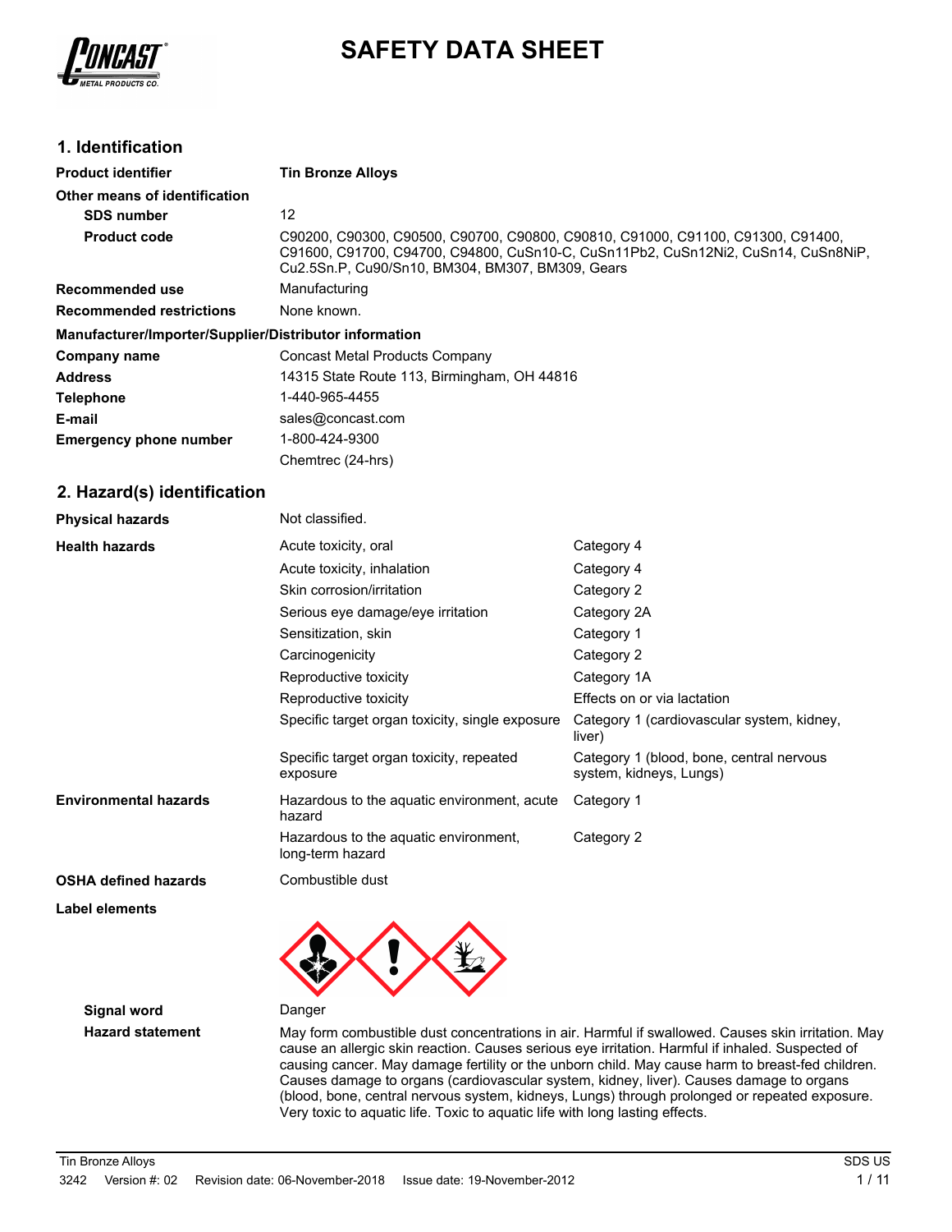# SAFETY DATA SHEET

## 1. Identification

| | |
|---|---|
| **Product identifier** | **Tin Bronze Alloys** |
| **Other means of identification** | |
| **SDS number** | 12 |
| **Product code** | C90200, C90300, C90500, C90700, C90800, C90810, C91000, C91100, C91300, C91400, C91600, C91700, C94700, C94800, CuSn10-C, CuSn11Pb2, CuSn12Ni2, CuSn14, CuSn8NiP, Cu2.5Sn.P, Cu90/Sn10, BM304, BM307, BM309, Gears |
| **Recommended use** | Manufacturing |
| **Recommended restrictions** | None known. |

**Manufacturer/Importer/Supplier/Distributor information**

| | |
|---|---|
| **Company name** | Concast Metal Products Company |
| **Address** | 14315 State Route 113, Birmingham, OH 44816 |
| **Telephone** | 1-440-965-4455 |
| **E-mail** | sales@concast.com |
| **Emergency phone number** | 1-800-424-9300 |
| | Chemtrec (24-hrs) |

## 2. Hazard(s) identification

| | | |
|---|---|---|
| **Physical hazards** | Not classified. | |
| **Health hazards** | Acute toxicity, oral | Category 4 |
| | Acute toxicity, inhalation | Category 4 |
| | Skin corrosion/irritation | Category 2 |
| | Serious eye damage/eye irritation | Category 2A |
| | Sensitization, skin | Category 1 |
| | Carcinogenicity | Category 2 |
| | Reproductive toxicity | Category 1A |
| | Reproductive toxicity | Effects on or via lactation |
| | Specific target organ toxicity, single exposure | Category 1 (cardiovascular system, kidney, liver) |
| | Specific target organ toxicity, repeated exposure | Category 1 (blood, bone, central nervous system, kidneys, Lungs) |
| **Environmental hazards** | Hazardous to the aquatic environment, acute hazard | Category 1 |
| | Hazardous to the aquatic environment, long-term hazard | Category 2 |
| **OSHA defined hazards** | Combustible dust | |

**Label elements**

**Signal word** Danger

**Hazard statement** May form combustible dust concentrations in air. Harmful if swallowed. Causes skin irritation. May cause an allergic skin reaction. Causes serious eye irritation. Harmful if inhaled. Suspected of causing cancer. May damage fertility or the unborn child. May cause harm to breast-fed children. Causes damage to organs (cardiovascular system, kidney, liver). Causes damage to organs (blood, bone, central nervous system, kidneys, Lungs) through prolonged or repeated exposure. Very toxic to aquatic life. Toxic to aquatic life with long lasting effects.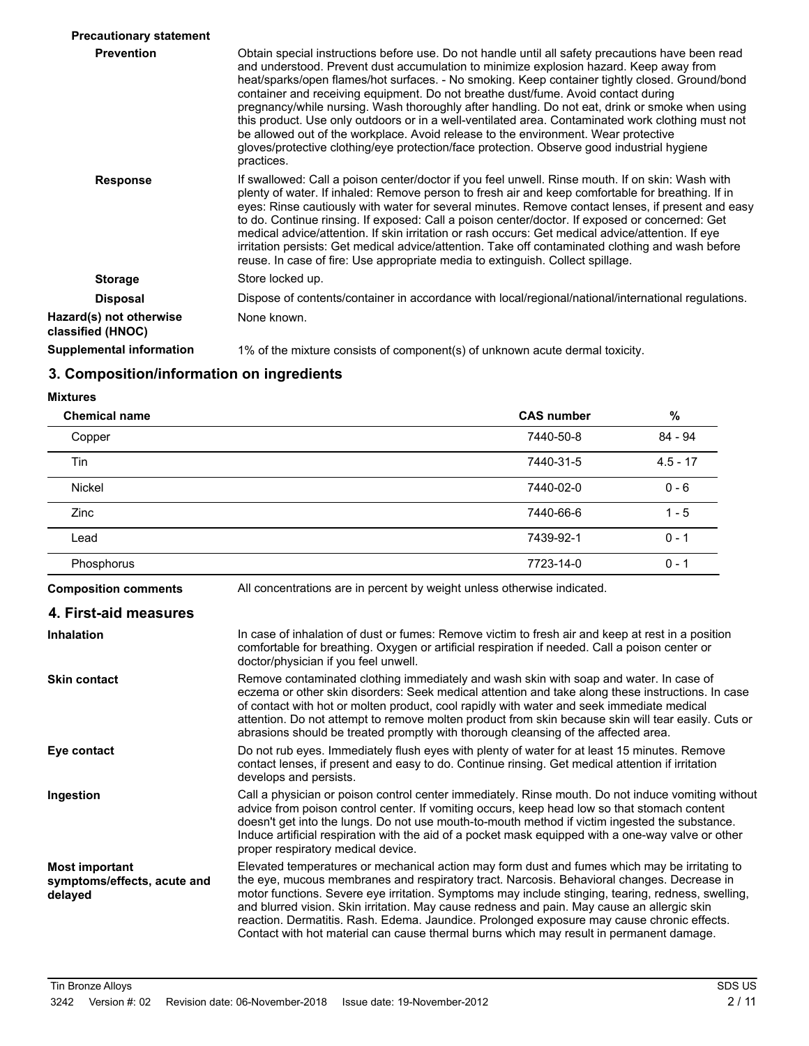**Precautionary statement**

**Prevention**

Obtain special instructions before use. Do not handle until all safety precautions have been read and understood. Prevent dust accumulation to minimize explosion hazard. Keep away from heat/sparks/open flames/hot surfaces. - No smoking. Keep container tightly closed. Ground/bond container and receiving equipment. Do not breathe dust/fume. Avoid contact during pregnancy/while nursing. Wash thoroughly after handling. Do not eat, drink or smoke when using this product. Use only outdoors or in a well-ventilated area. Contaminated work clothing must not be allowed out of the workplace. Avoid release to the environment. Wear protective gloves/protective clothing/eye protection/face protection. Observe good industrial hygiene practices.

**Response**

If swallowed: Call a poison center/doctor if you feel unwell. Rinse mouth. If on skin: Wash with plenty of water. If inhaled: Remove person to fresh air and keep comfortable for breathing. If in eyes: Rinse cautiously with water for several minutes. Remove contact lenses, if present and easy to do. Continue rinsing. If exposed: Call a poison center/doctor. If exposed or concerned: Get medical advice/attention. If skin irritation or rash occurs: Get medical advice/attention. If eye irritation persists: Get medical advice/attention. Take off contaminated clothing and wash before reuse. In case of fire: Use appropriate media to extinguish. Collect spillage.

**Storage**

Store locked up.

**Disposal**

Dispose of contents/container in accordance with local/regional/national/international regulations.

**Hazard(s) not otherwise classified (HNOC)**

None known.

**Supplemental information**

1% of the mixture consists of component(s) of unknown acute dermal toxicity.

## 3. Composition/information on ingredients

**Mixtures**

| Chemical name | CAS number | % |
|---|---|---|
| Copper | 7440-50-8 | 84 - 94 |
| Tin | 7440-31-5 | 4.5 - 17 |
| Nickel | 7440-02-0 | 0 - 6 |
| Zinc | 7440-66-6 | 1 - 5 |
| Lead | 7439-92-1 | 0 - 1 |
| Phosphorus | 7723-14-0 | 0 - 1 |

**Composition comments**

All concentrations are in percent by weight unless otherwise indicated.

## 4. First-aid measures

**Inhalation**

In case of inhalation of dust or fumes: Remove victim to fresh air and keep at rest in a position comfortable for breathing. Oxygen or artificial respiration if needed. Call a poison center or doctor/physician if you feel unwell.

**Skin contact**

Remove contaminated clothing immediately and wash skin with soap and water. In case of eczema or other skin disorders: Seek medical attention and take along these instructions. In case of contact with hot or molten product, cool rapidly with water and seek immediate medical attention. Do not attempt to remove molten product from skin because skin will tear easily. Cuts or abrasions should be treated promptly with thorough cleansing of the affected area.

**Eye contact**

Do not rub eyes. Immediately flush eyes with plenty of water for at least 15 minutes. Remove contact lenses, if present and easy to do. Continue rinsing. Get medical attention if irritation develops and persists.

**Ingestion**

Call a physician or poison control center immediately. Rinse mouth. Do not induce vomiting without advice from poison control center. If vomiting occurs, keep head low so that stomach content doesn't get into the lungs. Do not use mouth-to-mouth method if victim ingested the substance. Induce artificial respiration with the aid of a pocket mask equipped with a one-way valve or other proper respiratory medical device.

**Most important symptoms/effects, acute and delayed**

Elevated temperatures or mechanical action may form dust and fumes which may be irritating to the eye, mucous membranes and respiratory tract. Narcosis. Behavioral changes. Decrease in motor functions. Severe eye irritation. Symptoms may include stinging, tearing, redness, swelling, and blurred vision. Skin irritation. May cause redness and pain. May cause an allergic skin reaction. Dermatitis. Rash. Edema. Jaundice. Prolonged exposure may cause chronic effects. Contact with hot material can cause thermal burns which may result in permanent damage.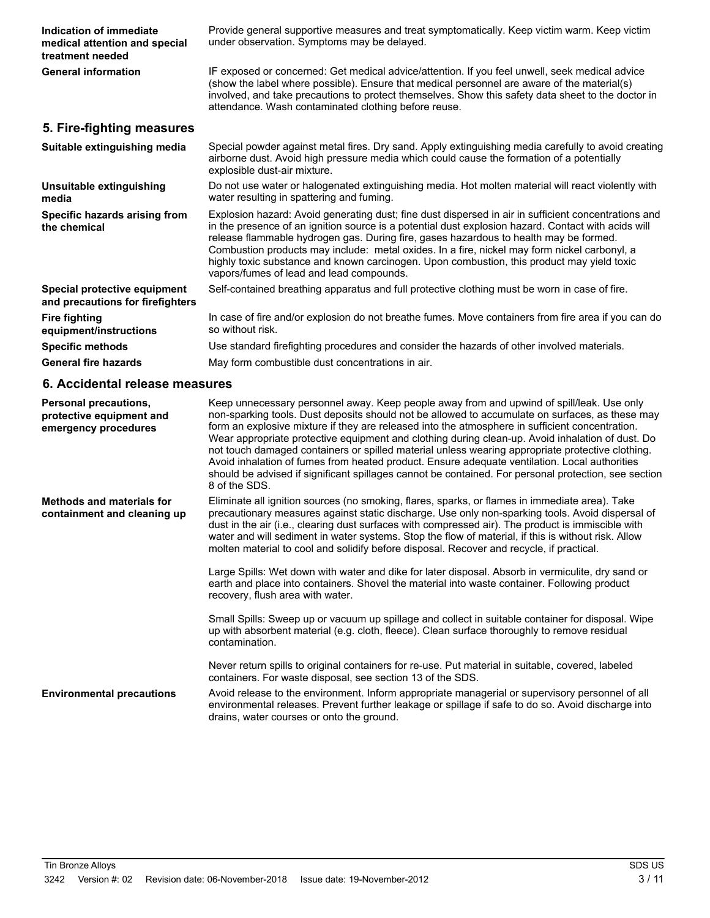**Indication of immediate medical attention and special treatment needed**
Provide general supportive measures and treat symptomatically. Keep victim warm. Keep victim under observation. Symptoms may be delayed.

**General information**
IF exposed or concerned: Get medical advice/attention. If you feel unwell, seek medical advice (show the label where possible). Ensure that medical personnel are aware of the material(s) involved, and take precautions to protect themselves. Show this safety data sheet to the doctor in attendance. Wash contaminated clothing before reuse.

## 5. Fire-fighting measures

**Suitable extinguishing media**
Special powder against metal fires. Dry sand. Apply extinguishing media carefully to avoid creating airborne dust. Avoid high pressure media which could cause the formation of a potentially explosible dust-air mixture.

**Unsuitable extinguishing media**
Do not use water or halogenated extinguishing media. Hot molten material will react violently with water resulting in spattering and fuming.

**Specific hazards arising from the chemical**
Explosion hazard: Avoid generating dust; fine dust dispersed in air in sufficient concentrations and in the presence of an ignition source is a potential dust explosion hazard. Contact with acids will release flammable hydrogen gas. During fire, gases hazardous to health may be formed. Combustion products may include: metal oxides. In a fire, nickel may form nickel carbonyl, a highly toxic substance and known carcinogen. Upon combustion, this product may yield toxic vapors/fumes of lead and lead compounds.

**Special protective equipment and precautions for firefighters**
Self-contained breathing apparatus and full protective clothing must be worn in case of fire.

**Fire fighting equipment/instructions**
In case of fire and/or explosion do not breathe fumes. Move containers from fire area if you can do so without risk.

**Specific methods**
Use standard firefighting procedures and consider the hazards of other involved materials.

**General fire hazards**
May form combustible dust concentrations in air.

## 6. Accidental release measures

**Personal precautions, protective equipment and emergency procedures**
Keep unnecessary personnel away. Keep people away from and upwind of spill/leak. Use only non-sparking tools. Dust deposits should not be allowed to accumulate on surfaces, as these may form an explosive mixture if they are released into the atmosphere in sufficient concentration. Wear appropriate protective equipment and clothing during clean-up. Avoid inhalation of dust. Do not touch damaged containers or spilled material unless wearing appropriate protective clothing. Avoid inhalation of fumes from heated product. Ensure adequate ventilation. Local authorities should be advised if significant spillages cannot be contained. For personal protection, see section 8 of the SDS.

**Methods and materials for containment and cleaning up**
Eliminate all ignition sources (no smoking, flares, sparks, or flames in immediate area). Take precautionary measures against static discharge. Use only non-sparking tools. Avoid dispersal of dust in the air (i.e., clearing dust surfaces with compressed air). The product is immiscible with water and will sediment in water systems. Stop the flow of material, if this is without risk. Allow molten material to cool and solidify before disposal. Recover and recycle, if practical.

Large Spills: Wet down with water and dike for later disposal. Absorb in vermiculite, dry sand or earth and place into containers. Shovel the material into waste container. Following product recovery, flush area with water.

Small Spills: Sweep up or vacuum up spillage and collect in suitable container for disposal. Wipe up with absorbent material (e.g. cloth, fleece). Clean surface thoroughly to remove residual contamination.

Never return spills to original containers for re-use. Put material in suitable, covered, labeled containers. For waste disposal, see section 13 of the SDS.

**Environmental precautions**
Avoid release to the environment. Inform appropriate managerial or supervisory personnel of all environmental releases. Prevent further leakage or spillage if safe to do so. Avoid discharge into drains, water courses or onto the ground.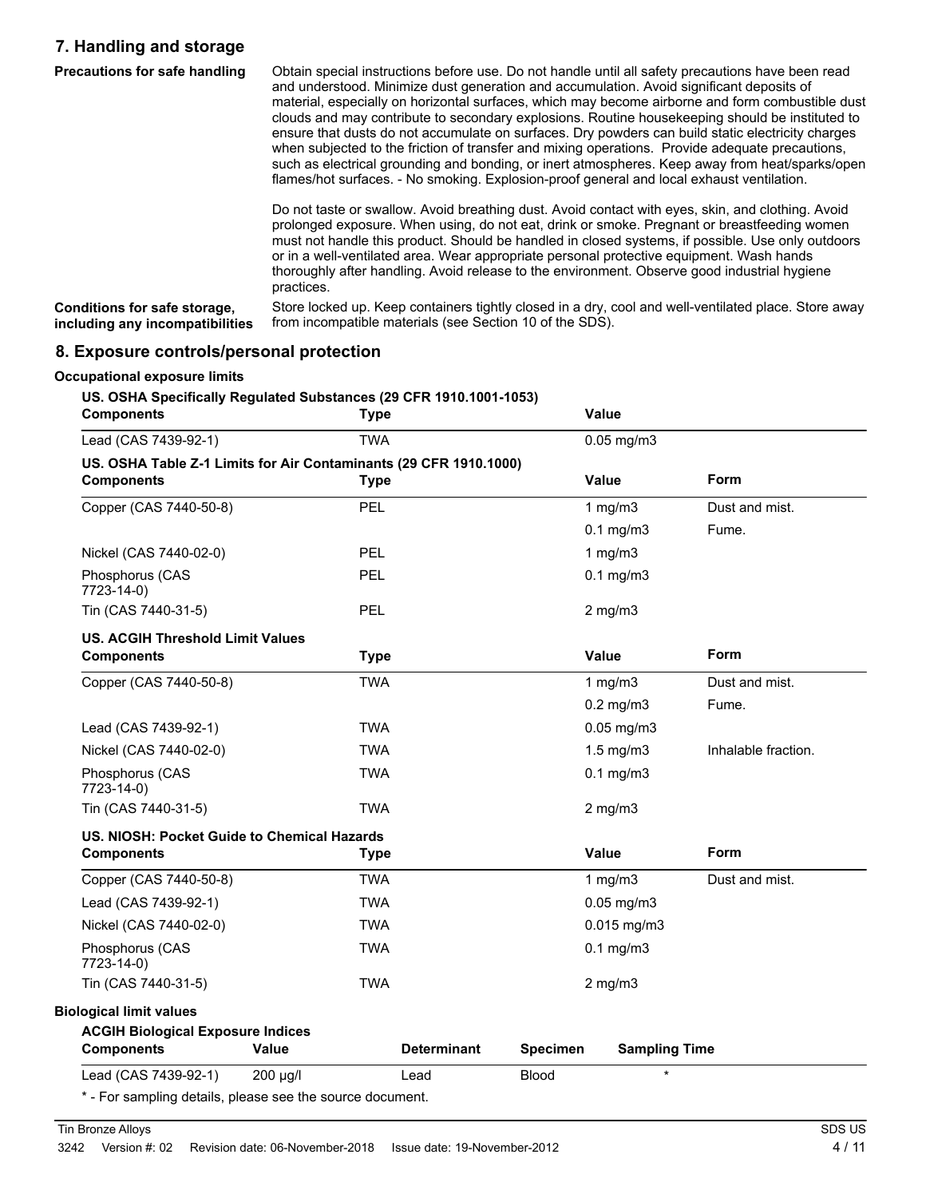## 7. Handling and storage

**Precautions for safe handling**

Obtain special instructions before use. Do not handle until all safety precautions have been read and understood. Minimize dust generation and accumulation. Avoid significant deposits of material, especially on horizontal surfaces, which may become airborne and form combustible dust clouds and may contribute to secondary explosions. Routine housekeeping should be instituted to ensure that dusts do not accumulate on surfaces. Dry powders can build static electricity charges when subjected to the friction of transfer and mixing operations. Provide adequate precautions, such as electrical grounding and bonding, or inert atmospheres. Keep away from heat/sparks/open flames/hot surfaces. - No smoking. Explosion-proof general and local exhaust ventilation.

Do not taste or swallow. Avoid breathing dust. Avoid contact with eyes, skin, and clothing. Avoid prolonged exposure. When using, do not eat, drink or smoke. Pregnant or breastfeeding women must not handle this product. Should be handled in closed systems, if possible. Use only outdoors or in a well-ventilated area. Wear appropriate personal protective equipment. Wash hands thoroughly after handling. Avoid release to the environment. Observe good industrial hygiene practices.

**Conditions for safe storage, including any incompatibilities**

Store locked up. Keep containers tightly closed in a dry, cool and well-ventilated place. Store away from incompatible materials (see Section 10 of the SDS).

## 8. Exposure controls/personal protection

**Occupational exposure limits**

**US. OSHA Specifically Regulated Substances (29 CFR 1910.1001-1053)**

| Components | Type | Value |
|---|---|---|
| Lead (CAS 7439-92-1) | TWA | 0.05 mg/m3 |

**US. OSHA Table Z-1 Limits for Air Contaminants (29 CFR 1910.1000)**

| Components | Type | Value | Form |
|---|---|---|---|
| Copper (CAS 7440-50-8) | PEL | 1 mg/m3 | Dust and mist. |
| | | 0.1 mg/m3 | Fume. |
| Nickel (CAS 7440-02-0) | PEL | 1 mg/m3 | |
| Phosphorus (CAS 7723-14-0) | PEL | 0.1 mg/m3 | |
| Tin (CAS 7440-31-5) | PEL | 2 mg/m3 | |

**US. ACGIH Threshold Limit Values**

| Components | Type | Value | Form |
|---|---|---|---|
| Copper (CAS 7440-50-8) | TWA | 1 mg/m3 | Dust and mist. |
| | | 0.2 mg/m3 | Fume. |
| Lead (CAS 7439-92-1) | TWA | 0.05 mg/m3 | |
| Nickel (CAS 7440-02-0) | TWA | 1.5 mg/m3 | Inhalable fraction. |
| Phosphorus (CAS 7723-14-0) | TWA | 0.1 mg/m3 | |
| Tin (CAS 7440-31-5) | TWA | 2 mg/m3 | |

**US. NIOSH: Pocket Guide to Chemical Hazards**

| Components | Type | Value | Form |
|---|---|---|---|
| Copper (CAS 7440-50-8) | TWA | 1 mg/m3 | Dust and mist. |
| Lead (CAS 7439-92-1) | TWA | 0.05 mg/m3 | |
| Nickel (CAS 7440-02-0) | TWA | 0.015 mg/m3 | |
| Phosphorus (CAS 7723-14-0) | TWA | 0.1 mg/m3 | |
| Tin (CAS 7440-31-5) | TWA | 2 mg/m3 | |

**Biological limit values**

**ACGIH Biological Exposure Indices**

| Components | Value | Determinant | Specimen | Sampling Time |
|---|---|---|---|---|
| Lead (CAS 7439-92-1) | 200 µg/l | Lead | Blood | * |

\* - For sampling details, please see the source document.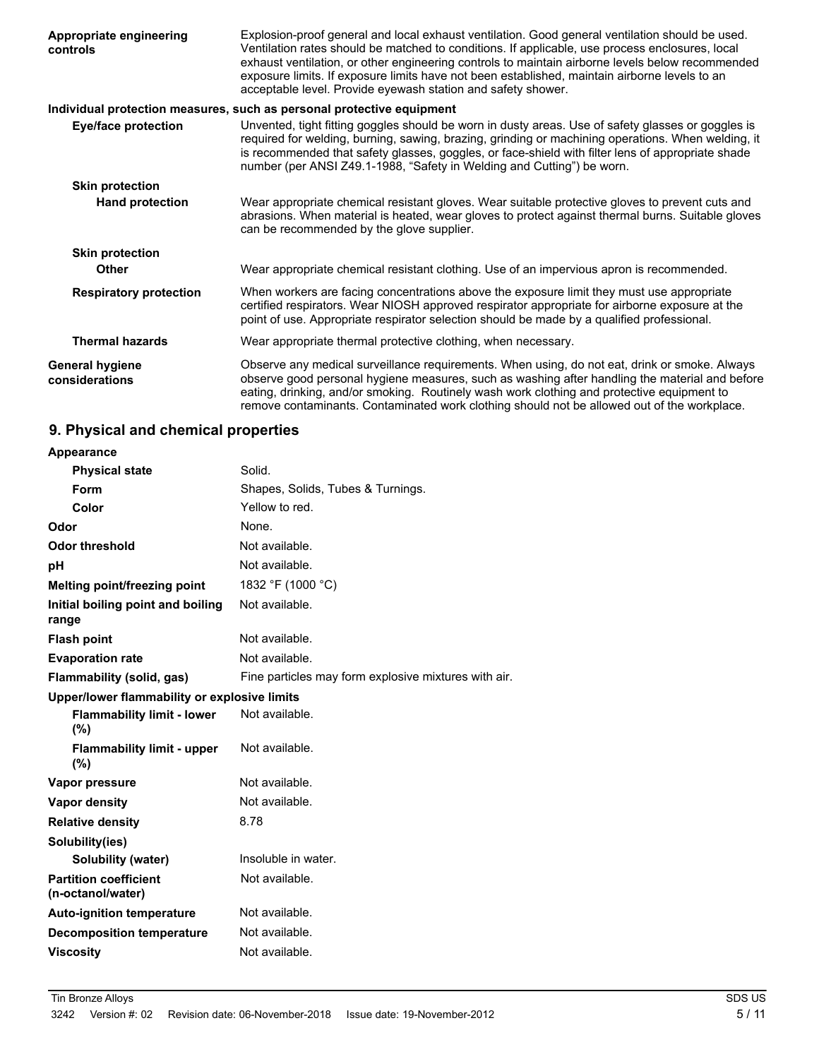| | |
|---|---|
| **Appropriate engineering controls** | Explosion-proof general and local exhaust ventilation. Good general ventilation should be used. Ventilation rates should be matched to conditions. If applicable, use process enclosures, local exhaust ventilation, or other engineering controls to maintain airborne levels below recommended exposure limits. If exposure limits have not been established, maintain airborne levels to an acceptable level. Provide eyewash station and safety shower. |

**Individual protection measures, such as personal protective equipment**

| | |
|---|---|
| **Eye/face protection** | Unvented, tight fitting goggles should be worn in dusty areas. Use of safety glasses or goggles is required for welding, burning, sawing, brazing, grinding or machining operations. When welding, it is recommended that safety glasses, goggles, or face-shield with filter lens of appropriate shade number (per ANSI Z49.1-1988, "Safety in Welding and Cutting") be worn. |
| **Skin protection** | |
| **Hand protection** | Wear appropriate chemical resistant gloves. Wear suitable protective gloves to prevent cuts and abrasions. When material is heated, wear gloves to protect against thermal burns. Suitable gloves can be recommended by the glove supplier. |
| **Skin protection** | |
| **Other** | Wear appropriate chemical resistant clothing. Use of an impervious apron is recommended. |
| **Respiratory protection** | When workers are facing concentrations above the exposure limit they must use appropriate certified respirators. Wear NIOSH approved respirator appropriate for airborne exposure at the point of use. Appropriate respirator selection should be made by a qualified professional. |
| **Thermal hazards** | Wear appropriate thermal protective clothing, when necessary. |
| **General hygiene considerations** | Observe any medical surveillance requirements. When using, do not eat, drink or smoke. Always observe good personal hygiene measures, such as washing after handling the material and before eating, drinking, and/or smoking. Routinely wash work clothing and protective equipment to remove contaminants. Contaminated work clothing should not be allowed out of the workplace. |

## 9. Physical and chemical properties

| | |
|---|---|
| **Appearance** | |
| **Physical state** | Solid. |
| **Form** | Shapes, Solids, Tubes & Turnings. |
| **Color** | Yellow to red. |
| **Odor** | None. |
| **Odor threshold** | Not available. |
| **pH** | Not available. |
| **Melting point/freezing point** | 1832 °F (1000 °C) |
| **Initial boiling point and boiling range** | Not available. |
| **Flash point** | Not available. |
| **Evaporation rate** | Not available. |
| **Flammability (solid, gas)** | Fine particles may form explosive mixtures with air. |
| **Upper/lower flammability or explosive limits** | |
| **Flammability limit - lower (%)** | Not available. |
| **Flammability limit - upper (%)** | Not available. |
| **Vapor pressure** | Not available. |
| **Vapor density** | Not available. |
| **Relative density** | 8.78 |
| **Solubility(ies)** | |
| **Solubility (water)** | Insoluble in water. |
| **Partition coefficient (n-octanol/water)** | Not available. |
| **Auto-ignition temperature** | Not available. |
| **Decomposition temperature** | Not available. |
| **Viscosity** | Not available. |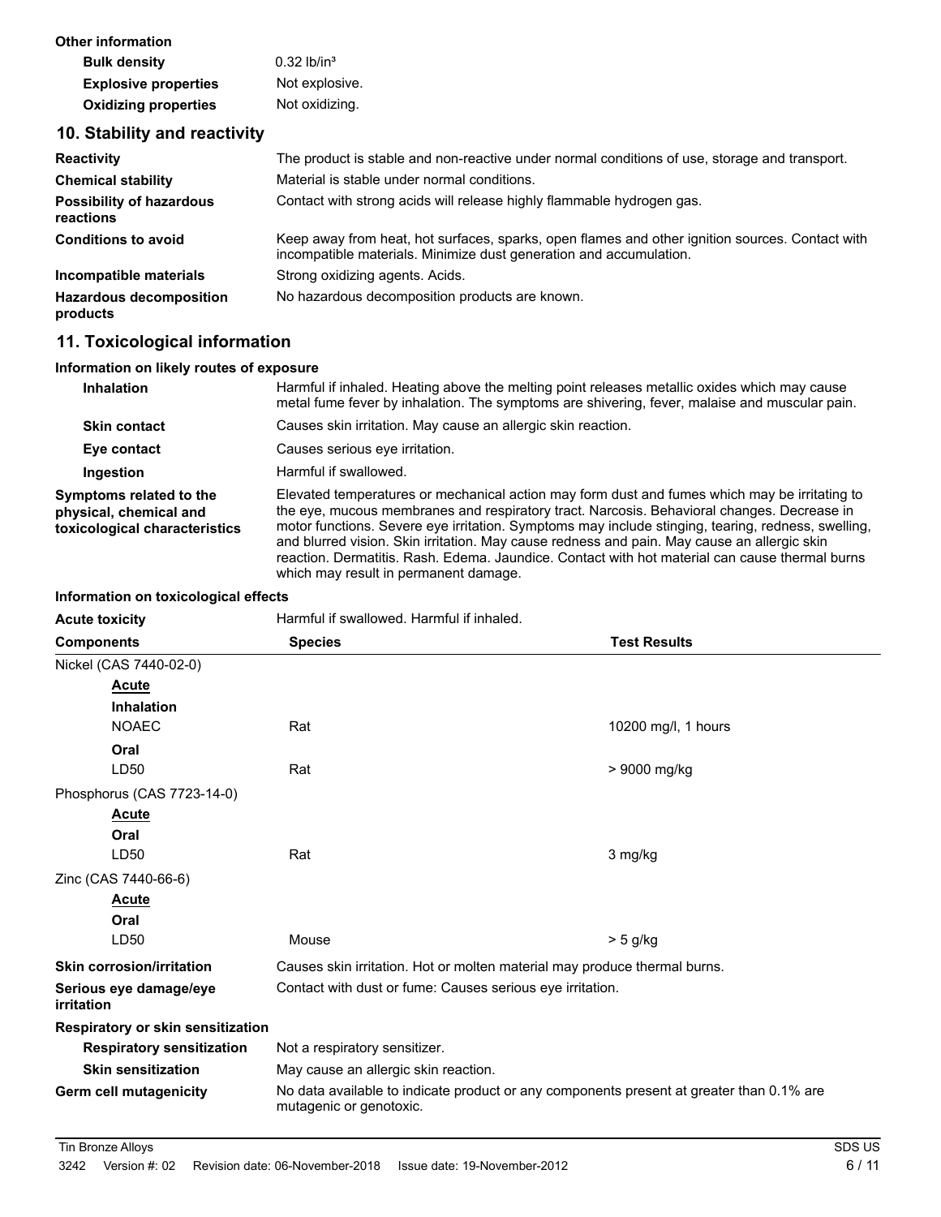**Other information**

| | |
|---|---|
| **Bulk density** | 0.32 lb/in³ |
| **Explosive properties** | Not explosive. |
| **Oxidizing properties** | Not oxidizing. |

## 10. Stability and reactivity

| | |
|---|---|
| **Reactivity** | The product is stable and non-reactive under normal conditions of use, storage and transport. |
| **Chemical stability** | Material is stable under normal conditions. |
| **Possibility of hazardous reactions** | Contact with strong acids will release highly flammable hydrogen gas. |
| **Conditions to avoid** | Keep away from heat, hot surfaces, sparks, open flames and other ignition sources. Contact with incompatible materials. Minimize dust generation and accumulation. |
| **Incompatible materials** | Strong oxidizing agents. Acids. |
| **Hazardous decomposition products** | No hazardous decomposition products are known. |

## 11. Toxicological information

**Information on likely routes of exposure**

| | |
|---|---|
| **Inhalation** | Harmful if inhaled. Heating above the melting point releases metallic oxides which may cause metal fume fever by inhalation. The symptoms are shivering, fever, malaise and muscular pain. |
| **Skin contact** | Causes skin irritation. May cause an allergic skin reaction. |
| **Eye contact** | Causes serious eye irritation. |
| **Ingestion** | Harmful if swallowed. |
| **Symptoms related to the physical, chemical and toxicological characteristics** | Elevated temperatures or mechanical action may form dust and fumes which may be irritating to the eye, mucous membranes and respiratory tract. Narcosis. Behavioral changes. Decrease in motor functions. Severe eye irritation. Symptoms may include stinging, tearing, redness, swelling, and blurred vision. Skin irritation. May cause redness and pain. May cause an allergic skin reaction. Dermatitis. Rash. Edema. Jaundice. Contact with hot material can cause thermal burns which may result in permanent damage. |

**Information on toxicological effects**

**Acute toxicity** Harmful if swallowed. Harmful if inhaled.

| Components | Species | Test Results |
|---|---|---|
| Nickel (CAS 7440-02-0) | | |
| ***Acute*** | | |
| **Inhalation** | | |
| NOAEC | Rat | 10200 mg/l, 1 hours |
| **Oral** | | |
| LD50 | Rat | > 9000 mg/kg |
| Phosphorus (CAS 7723-14-0) | | |
| ***Acute*** | | |
| **Oral** | | |
| LD50 | Rat | 3 mg/kg |
| Zinc (CAS 7440-66-6) | | |
| ***Acute*** | | |
| **Oral** | | |
| LD50 | Mouse | > 5 g/kg |

| | |
|---|---|
| **Skin corrosion/irritation** | Causes skin irritation. Hot or molten material may produce thermal burns. |
| **Serious eye damage/eye irritation** | Contact with dust or fume: Causes serious eye irritation. |
| **Respiratory or skin sensitization** | |
| **Respiratory sensitization** | Not a respiratory sensitizer. |
| **Skin sensitization** | May cause an allergic skin reaction. |
| **Germ cell mutagenicity** | No data available to indicate product or any components present at greater than 0.1% are mutagenic or genotoxic. |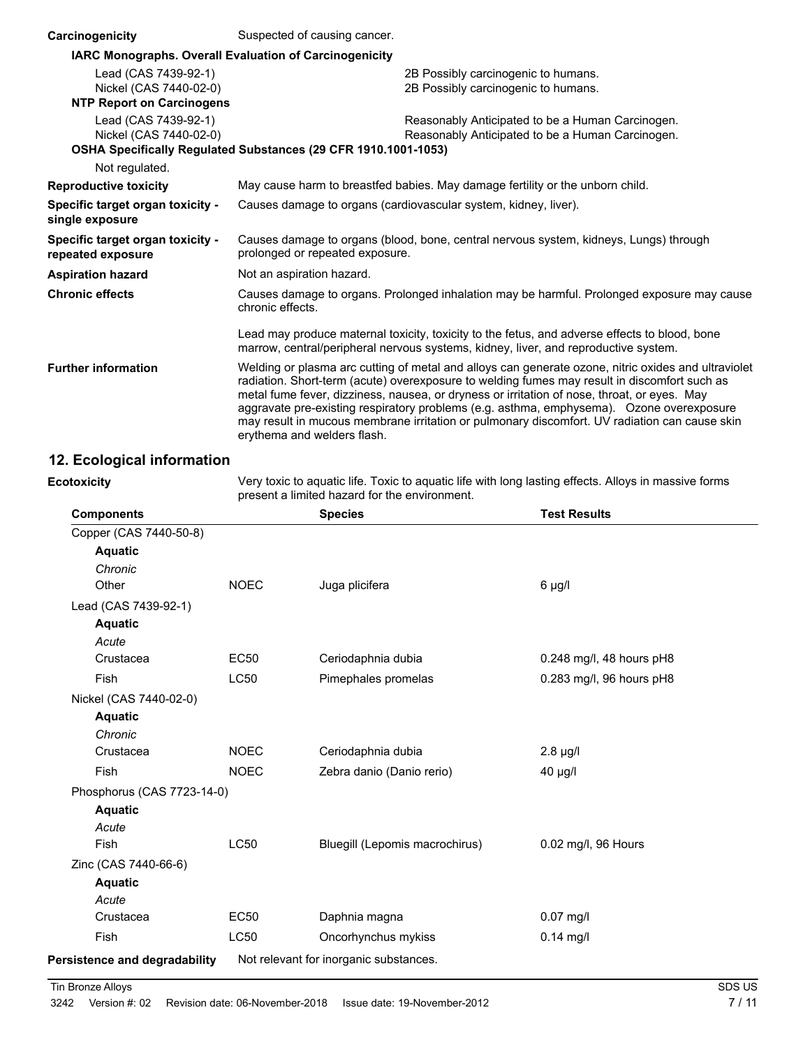**Carcinogenicity** Suspected of causing cancer.

**IARC Monographs. Overall Evaluation of Carcinogenicity**

| | |
|---|---|
| Lead (CAS 7439-92-1) | 2B Possibly carcinogenic to humans. |
| Nickel (CAS 7440-02-0) | 2B Possibly carcinogenic to humans. |

**NTP Report on Carcinogens**

| | |
|---|---|
| Lead (CAS 7439-92-1) | Reasonably Anticipated to be a Human Carcinogen. |
| Nickel (CAS 7440-02-0) | Reasonably Anticipated to be a Human Carcinogen. |

**OSHA Specifically Regulated Substances (29 CFR 1910.1001-1053)**

Not regulated.

**Reproductive toxicity** May cause harm to breastfed babies. May damage fertility or the unborn child.

**Specific target organ toxicity - single exposure** Causes damage to organs (cardiovascular system, kidney, liver).

**Specific target organ toxicity - repeated exposure** Causes damage to organs (blood, bone, central nervous system, kidneys, Lungs) through prolonged or repeated exposure.

**Aspiration hazard** Not an aspiration hazard.

**Chronic effects** Causes damage to organs. Prolonged inhalation may be harmful. Prolonged exposure may cause chronic effects.

Lead may produce maternal toxicity, toxicity to the fetus, and adverse effects to blood, bone marrow, central/peripheral nervous systems, kidney, liver, and reproductive system.

**Further information** Welding or plasma arc cutting of metal and alloys can generate ozone, nitric oxides and ultraviolet radiation. Short-term (acute) overexposure to welding fumes may result in discomfort such as metal fume fever, dizziness, nausea, or dryness or irritation of nose, throat, or eyes. May aggravate pre-existing respiratory problems (e.g. asthma, emphysema). Ozone overexposure may result in mucous membrane irritation or pulmonary discomfort. UV radiation can cause skin erythema and welders flash.

## 12. Ecological information

**Ecotoxicity** Very toxic to aquatic life. Toxic to aquatic life with long lasting effects. Alloys in massive forms present a limited hazard for the environment.

| Components | | Species | Test Results |
|---|---|---|---|
| Copper (CAS 7440-50-8) | | | |
| **Aquatic** | | | |
| *Chronic* | | | |
| Other | NOEC | Juga plicifera | 6 µg/l |
| Lead (CAS 7439-92-1) | | | |
| **Aquatic** | | | |
| *Acute* | | | |
| Crustacea | EC50 | Ceriodaphnia dubia | 0.248 mg/l, 48 hours pH8 |
| Fish | LC50 | Pimephales promelas | 0.283 mg/l, 96 hours pH8 |
| Nickel (CAS 7440-02-0) | | | |
| **Aquatic** | | | |
| *Chronic* | | | |
| Crustacea | NOEC | Ceriodaphnia dubia | 2.8 µg/l |
| Fish | NOEC | Zebra danio (Danio rerio) | 40 µg/l |
| Phosphorus (CAS 7723-14-0) | | | |
| **Aquatic** | | | |
| *Acute* | | | |
| Fish | LC50 | Bluegill (Lepomis macrochirus) | 0.02 mg/l, 96 Hours |
| Zinc (CAS 7440-66-6) | | | |
| **Aquatic** | | | |
| *Acute* | | | |
| Crustacea | EC50 | Daphnia magna | 0.07 mg/l |
| Fish | LC50 | Oncorhynchus mykiss | 0.14 mg/l |

**Persistence and degradability** Not relevant for inorganic substances.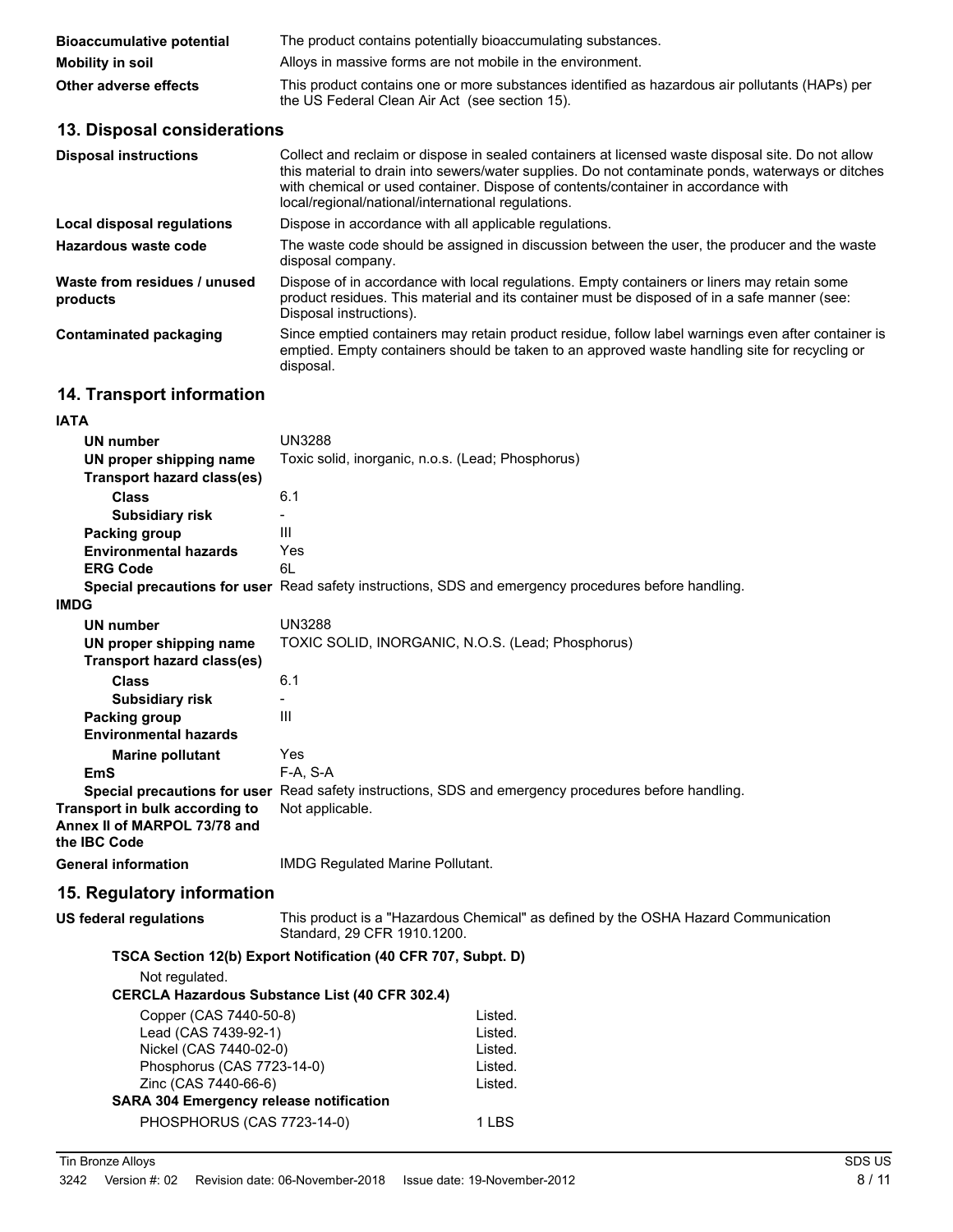| | |
|---|---|
| **Bioaccumulative potential** | The product contains potentially bioaccumulating substances. |
| **Mobility in soil** | Alloys in massive forms are not mobile in the environment. |
| **Other adverse effects** | This product contains one or more substances identified as hazardous air pollutants (HAPs) per the US Federal Clean Air Act (see section 15). |

## 13. Disposal considerations

| | |
|---|---|
| **Disposal instructions** | Collect and reclaim or dispose in sealed containers at licensed waste disposal site. Do not allow this material to drain into sewers/water supplies. Do not contaminate ponds, waterways or ditches with chemical or used container. Dispose of contents/container in accordance with local/regional/national/international regulations. |
| **Local disposal regulations** | Dispose in accordance with all applicable regulations. |
| **Hazardous waste code** | The waste code should be assigned in discussion between the user, the producer and the waste disposal company. |
| **Waste from residues / unused products** | Dispose of in accordance with local regulations. Empty containers or liners may retain some product residues. This material and its container must be disposed of in a safe manner (see: Disposal instructions). |
| **Contaminated packaging** | Since emptied containers may retain product residue, follow label warnings even after container is emptied. Empty containers should be taken to an approved waste handling site for recycling or disposal. |

## 14. Transport information

**IATA**

| | |
|---|---|
| **UN number** | UN3288 |
| **UN proper shipping name** | Toxic solid, inorganic, n.o.s. (Lead; Phosphorus) |
| **Transport hazard class(es)** | |
| **Class** | 6.1 |
| **Subsidiary risk** | - |
| **Packing group** | III |
| **Environmental hazards** | Yes |
| **ERG Code** | 6L |
| **Special precautions for user** | Read safety instructions, SDS and emergency procedures before handling. |

**IMDG**

| | |
|---|---|
| **UN number** | UN3288 |
| **UN proper shipping name** | TOXIC SOLID, INORGANIC, N.O.S. (Lead; Phosphorus) |
| **Transport hazard class(es)** | |
| **Class** | 6.1 |
| **Subsidiary risk** | - |
| **Packing group** | III |
| **Environmental hazards** | |
| **Marine pollutant** | Yes |
| **EmS** | F-A, S-A |
| **Special precautions for user** | Read safety instructions, SDS and emergency procedures before handling. |
| **Transport in bulk according to Annex II of MARPOL 73/78 and the IBC Code** | Not applicable. |
| **General information** | IMDG Regulated Marine Pollutant. |

## 15. Regulatory information

**US federal regulations** This product is a "Hazardous Chemical" as defined by the OSHA Hazard Communication Standard, 29 CFR 1910.1200.

**TSCA Section 12(b) Export Notification (40 CFR 707, Subpt. D)**

Not regulated.

**CERCLA Hazardous Substance List (40 CFR 302.4)**

| | |
|---|---|
| Copper (CAS 7440-50-8) | Listed. |
| Lead (CAS 7439-92-1) | Listed. |
| Nickel (CAS 7440-02-0) | Listed. |
| Phosphorus (CAS 7723-14-0) | Listed. |
| Zinc (CAS 7440-66-6) | Listed. |

**SARA 304 Emergency release notification**

| | |
|---|---|
| PHOSPHORUS (CAS 7723-14-0) | 1 LBS |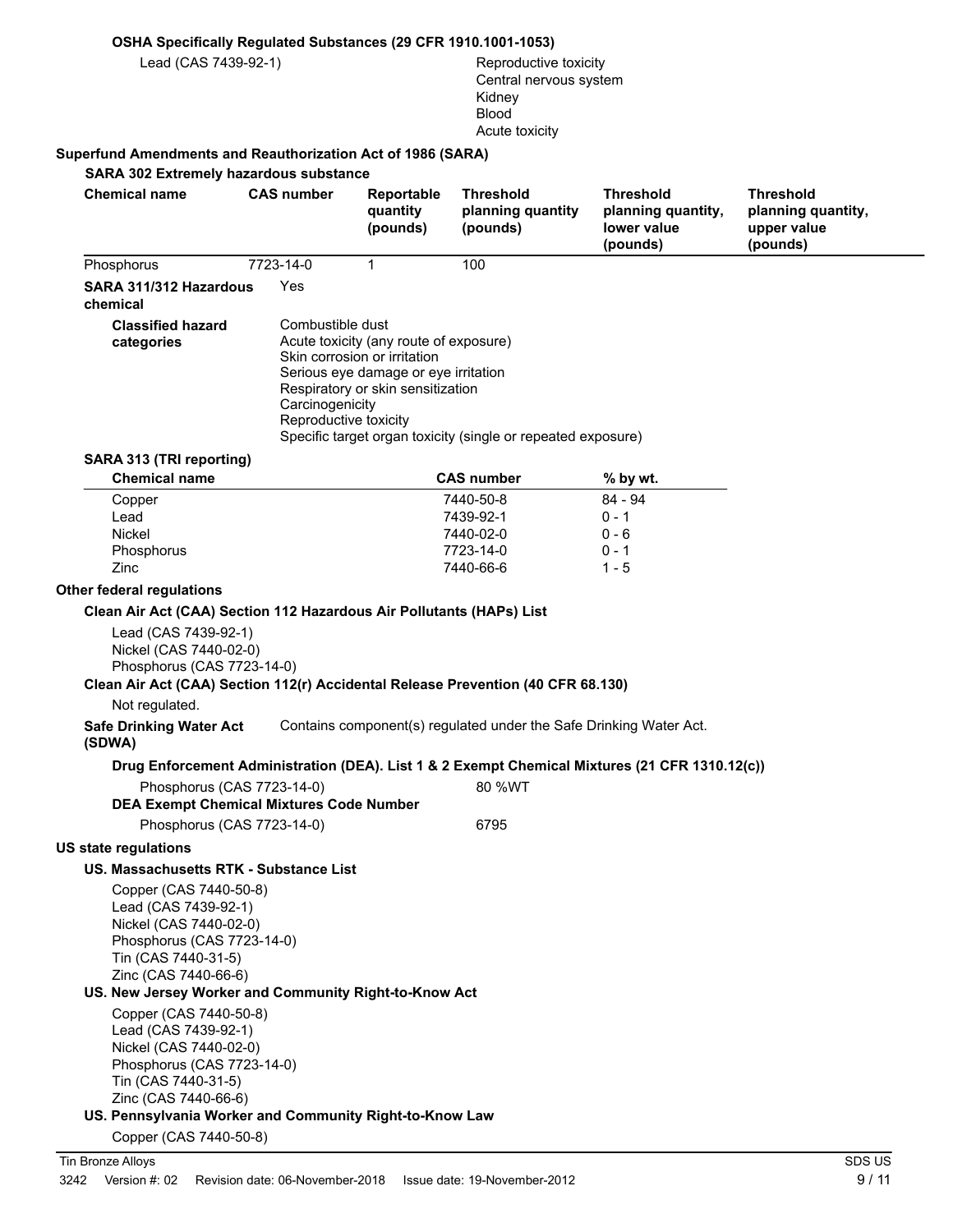**OSHA Specifically Regulated Substances (29 CFR 1910.1001-1053)**

Lead (CAS 7439-92-1) — Reproductive toxicity, Central nervous system, Kidney, Blood, Acute toxicity

**Superfund Amendments and Reauthorization Act of 1986 (SARA)**

**SARA 302 Extremely hazardous substance**

| Chemical name | CAS number | Reportable quantity (pounds) | Threshold planning quantity (pounds) | Threshold planning quantity, lower value (pounds) | Threshold planning quantity, upper value (pounds) |
|---|---|---|---|---|---|
| Phosphorus | 7723-14-0 | 1 | 100 | | |

**SARA 311/312 Hazardous chemical** Yes

**Classified hazard categories**
Combustible dust
Acute toxicity (any route of exposure)
Skin corrosion or irritation
Serious eye damage or eye irritation
Respiratory or skin sensitization
Carcinogenicity
Reproductive toxicity
Specific target organ toxicity (single or repeated exposure)

**SARA 313 (TRI reporting)**

| Chemical name | CAS number | % by wt. |
|---|---|---|
| Copper | 7440-50-8 | 84 - 94 |
| Lead | 7439-92-1 | 0 - 1 |
| Nickel | 7440-02-0 | 0 - 6 |
| Phosphorus | 7723-14-0 | 0 - 1 |
| Zinc | 7440-66-6 | 1 - 5 |

**Other federal regulations**

**Clean Air Act (CAA) Section 112 Hazardous Air Pollutants (HAPs) List**

Lead (CAS 7439-92-1)
Nickel (CAS 7440-02-0)
Phosphorus (CAS 7723-14-0)

**Clean Air Act (CAA) Section 112(r) Accidental Release Prevention (40 CFR 68.130)**

Not regulated.

**Safe Drinking Water Act (SDWA)** Contains component(s) regulated under the Safe Drinking Water Act.

**Drug Enforcement Administration (DEA). List 1 & 2 Exempt Chemical Mixtures (21 CFR 1310.12(c))**

Phosphorus (CAS 7723-14-0) 80 %WT

**DEA Exempt Chemical Mixtures Code Number**

Phosphorus (CAS 7723-14-0) 6795

**US state regulations**

**US. Massachusetts RTK - Substance List**

Copper (CAS 7440-50-8)
Lead (CAS 7439-92-1)
Nickel (CAS 7440-02-0)
Phosphorus (CAS 7723-14-0)
Tin (CAS 7440-31-5)
Zinc (CAS 7440-66-6)

**US. New Jersey Worker and Community Right-to-Know Act**

Copper (CAS 7440-50-8)
Lead (CAS 7439-92-1)
Nickel (CAS 7440-02-0)
Phosphorus (CAS 7723-14-0)
Tin (CAS 7440-31-5)
Zinc (CAS 7440-66-6)

**US. Pennsylvania Worker and Community Right-to-Know Law**

Copper (CAS 7440-50-8)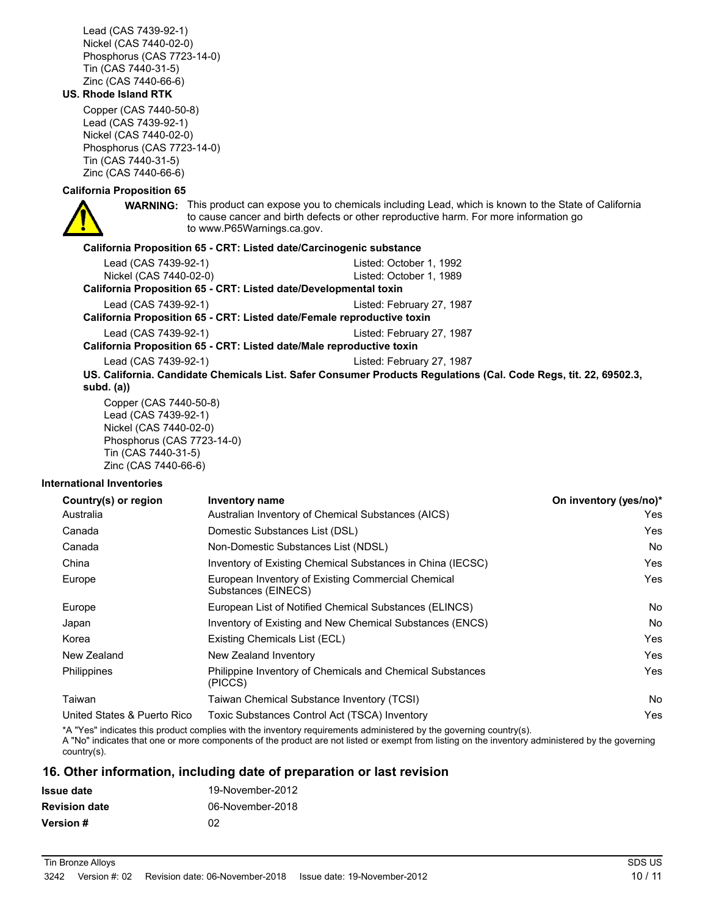Lead (CAS 7439-92-1)
Nickel (CAS 7440-02-0)
Phosphorus (CAS 7723-14-0)
Tin (CAS 7440-31-5)
Zinc (CAS 7440-66-6)

**US. Rhode Island RTK**

Copper (CAS 7440-50-8)
Lead (CAS 7439-92-1)
Nickel (CAS 7440-02-0)
Phosphorus (CAS 7723-14-0)
Tin (CAS 7440-31-5)
Zinc (CAS 7440-66-6)

**California Proposition 65**

**WARNING:** This product can expose you to chemicals including Lead, which is known to the State of California to cause cancer and birth defects or other reproductive harm. For more information go to www.P65Warnings.ca.gov.

**California Proposition 65 - CRT: Listed date/Carcinogenic substance**

| | |
|---|---|
| Lead (CAS 7439-92-1) | Listed: October 1, 1992 |
| Nickel (CAS 7440-02-0) | Listed: October 1, 1989 |

**California Proposition 65 - CRT: Listed date/Developmental toxin**

| | |
|---|---|
| Lead (CAS 7439-92-1) | Listed: February 27, 1987 |

**California Proposition 65 - CRT: Listed date/Female reproductive toxin**

| | |
|---|---|
| Lead (CAS 7439-92-1) | Listed: February 27, 1987 |

**California Proposition 65 - CRT: Listed date/Male reproductive toxin**

| | |
|---|---|
| Lead (CAS 7439-92-1) | Listed: February 27, 1987 |

**US. California. Candidate Chemicals List. Safer Consumer Products Regulations (Cal. Code Regs, tit. 22, 69502.3, subd. (a))**

Copper (CAS 7440-50-8)
Lead (CAS 7439-92-1)
Nickel (CAS 7440-02-0)
Phosphorus (CAS 7723-14-0)
Tin (CAS 7440-31-5)
Zinc (CAS 7440-66-6)

**International Inventories**

| Country(s) or region | Inventory name | On inventory (yes/no)* |
|---|---|---|
| Australia | Australian Inventory of Chemical Substances (AICS) | Yes |
| Canada | Domestic Substances List (DSL) | Yes |
| Canada | Non-Domestic Substances List (NDSL) | No |
| China | Inventory of Existing Chemical Substances in China (IECSC) | Yes |
| Europe | European Inventory of Existing Commercial Chemical Substances (EINECS) | Yes |
| Europe | European List of Notified Chemical Substances (ELINCS) | No |
| Japan | Inventory of Existing and New Chemical Substances (ENCS) | No |
| Korea | Existing Chemicals List (ECL) | Yes |
| New Zealand | New Zealand Inventory | Yes |
| Philippines | Philippine Inventory of Chemicals and Chemical Substances (PICCS) | Yes |
| Taiwan | Taiwan Chemical Substance Inventory (TCSI) | No |
| United States & Puerto Rico | Toxic Substances Control Act (TSCA) Inventory | Yes |

*A "Yes" indicates this product complies with the inventory requirements administered by the governing country(s).
A "No" indicates that one or more components of the product are not listed or exempt from listing on the inventory administered by the governing country(s).

## 16. Other information, including date of preparation or last revision

| | |
|---|---|
| **Issue date** | 19-November-2012 |
| **Revision date** | 06-November-2018 |
| **Version #** | 02 |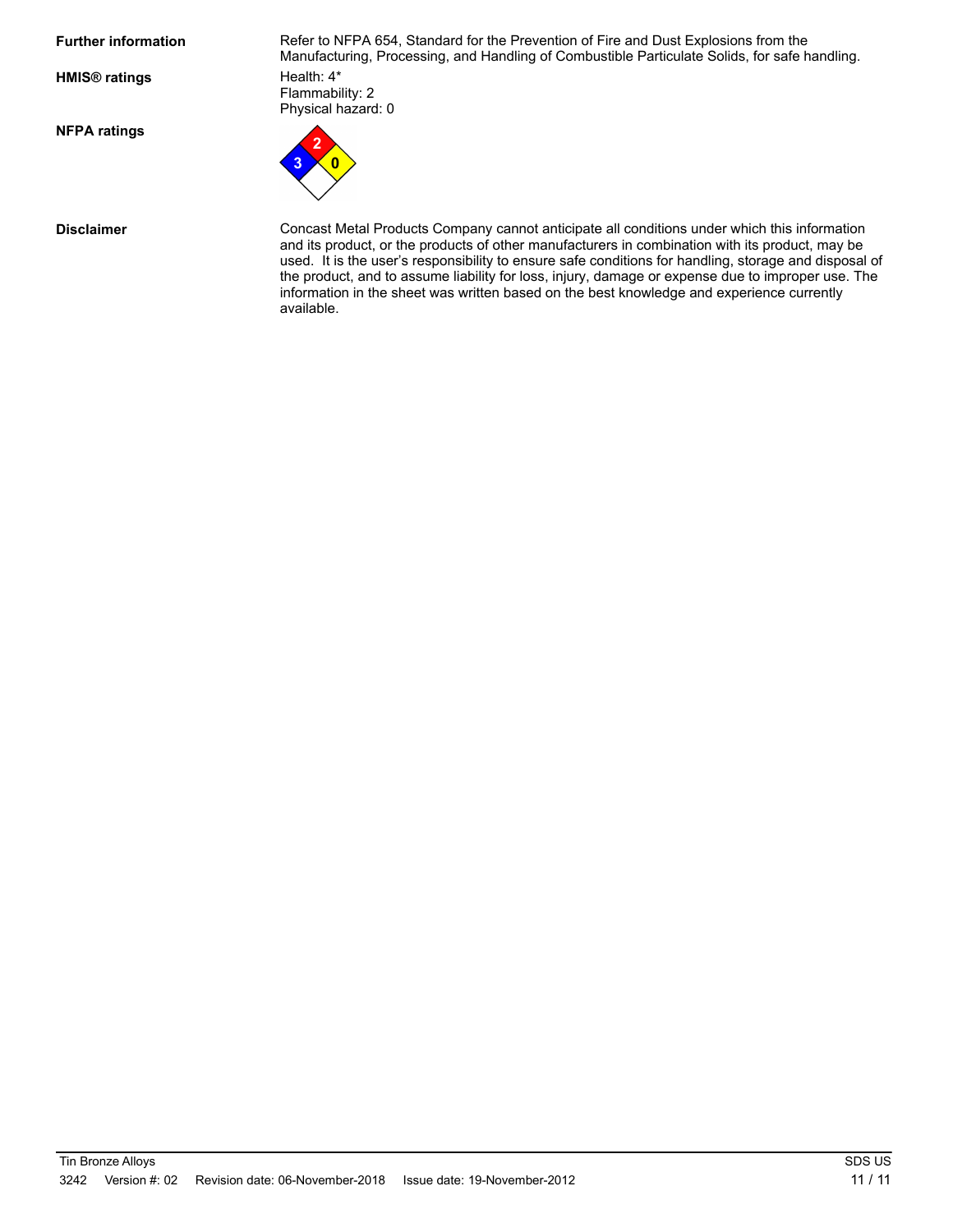**Further information**

Refer to NFPA 654, Standard for the Prevention of Fire and Dust Explosions from the Manufacturing, Processing, and Handling of Combustible Particulate Solids, for safe handling.

**HMIS® ratings**

Health: 4*
Flammability: 2
Physical hazard: 0

**NFPA ratings**

2
3
0

**Disclaimer**

Concast Metal Products Company cannot anticipate all conditions under which this information and its product, or the products of other manufacturers in combination with its product, may be used. It is the user's responsibility to ensure safe conditions for handling, storage and disposal of the product, and to assume liability for loss, injury, damage or expense due to improper use. The information in the sheet was written based on the best knowledge and experience currently available.